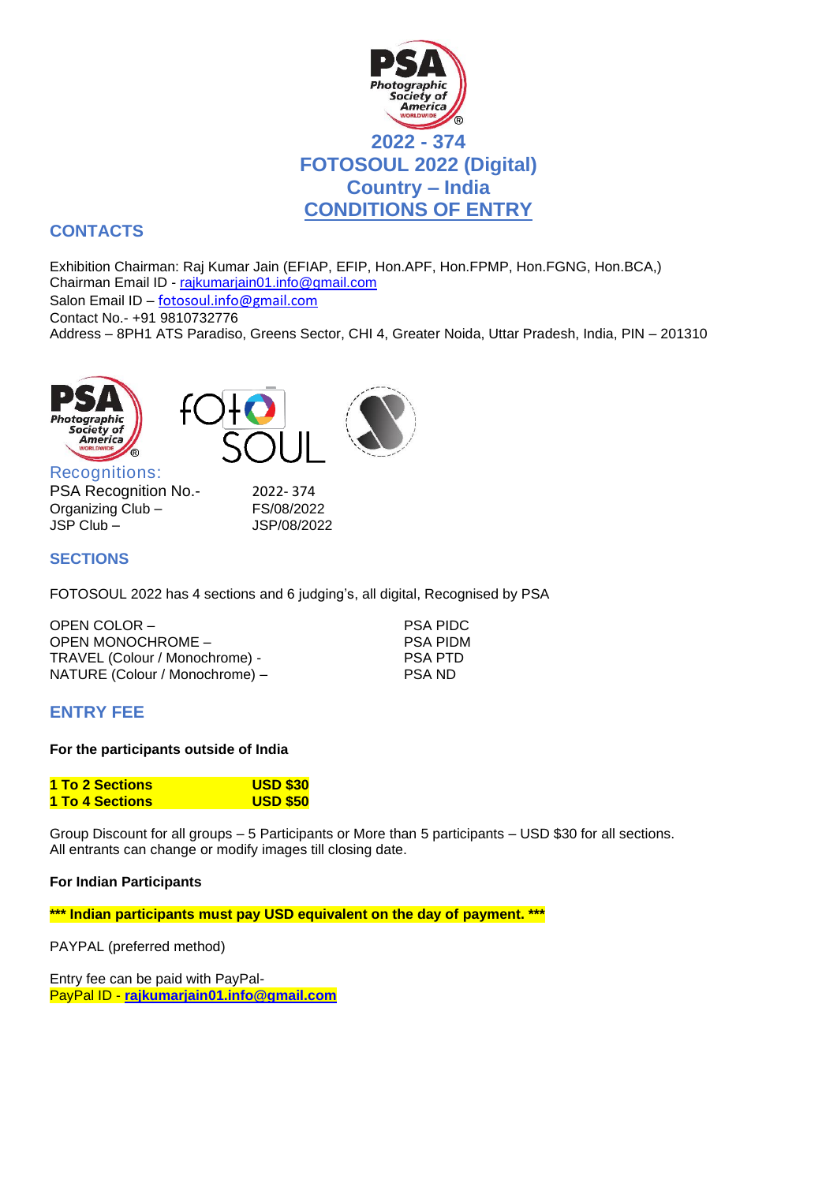# 2022 - 374
# FOTOSOUL 2022 (Digital)
# Country – India
# CONDITIONS OF ENTRY

## CONTACTS

Exhibition Chairman: Raj Kumar Jain (EFIAP, EFIP, Hon.APF, Hon.FPMP, Hon.FGNG, Hon.BCA,)
Chairman Email ID - rajkumarjain01.info@gmail.com
Salon Email ID – fotosoul.info@gmail.com
Contact No.- +91 9810732776
Address – 8PH1 ATS Paradiso, Greens Sector, CHI 4, Greater Noida, Uttar Pradesh, India, PIN – 201310

## Recognitions:

| | |
|---|---|
| PSA Recognition No.- | 2022- 374 |
| Organizing Club – | FS/08/2022 |
| JSP Club – | JSP/08/2022 |

## SECTIONS

FOTOSOUL 2022 has 4 sections and 6 judging's, all digital, Recognised by PSA

| | |
|---|---|
| OPEN COLOR – | PSA PIDC |
| OPEN MONOCHROME – | PSA PIDM |
| TRAVEL (Colour / Monochrome) - | PSA PTD |
| NATURE (Colour / Monochrome) – | PSA ND |

## ENTRY FEE

**For the participants outside of India**

| | |
|---|---|
| **1 To 2 Sections** | **USD $30** |
| **1 To 4 Sections** | **USD $50** |

Group Discount for all groups – 5 Participants or More than 5 participants – USD $30 for all sections.
All entrants can change or modify images till closing date.

**For Indian Participants**

**\*\*\* Indian participants must pay USD equivalent on the day of payment. \*\*\***

PAYPAL (preferred method)

Entry fee can be paid with PayPal-
PayPal ID - **rajkumarjain01.info@gmail.com**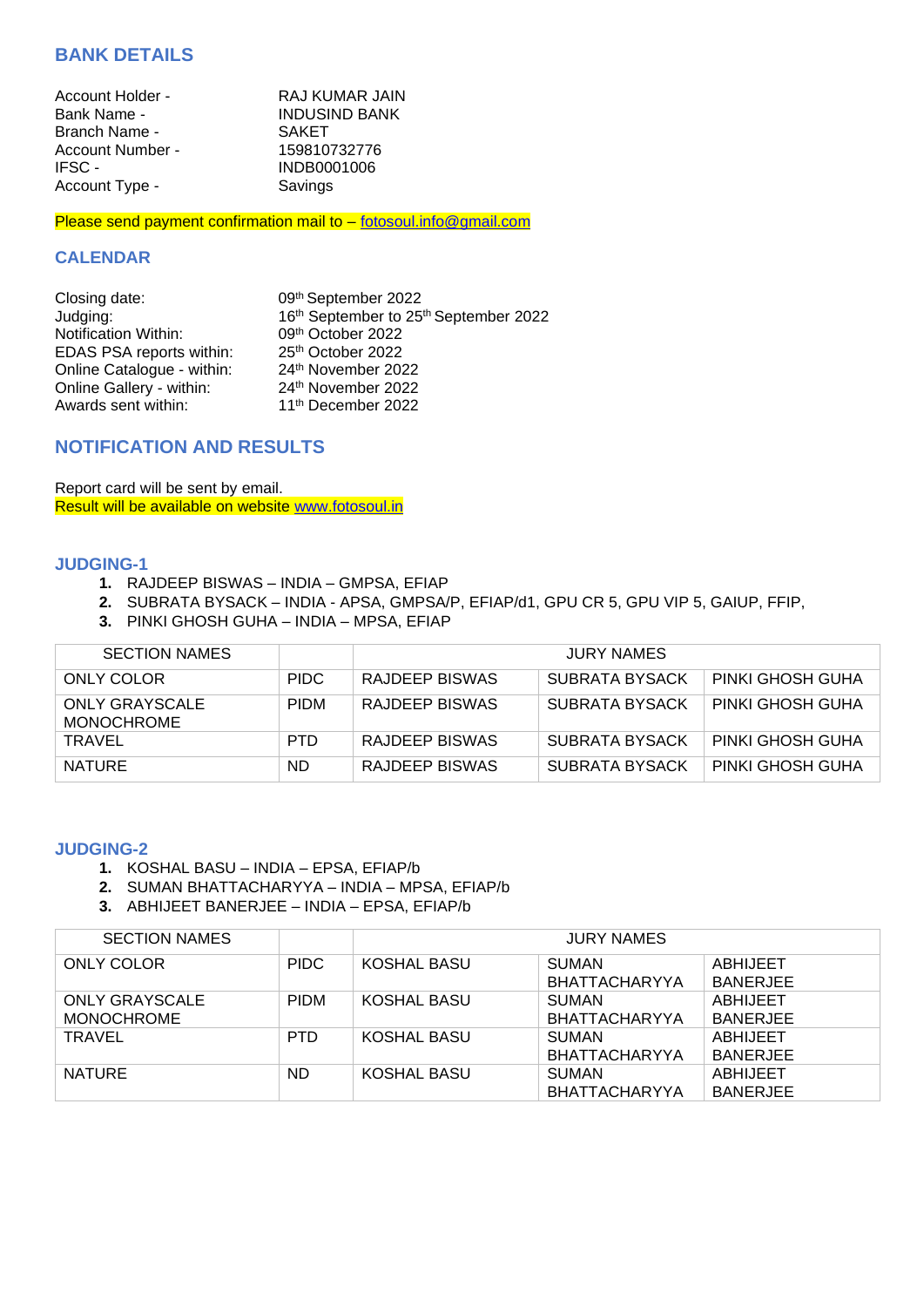## BANK DETAILS

| | |
|---|---|
| Account Holder - | RAJ KUMAR JAIN |
| Bank Name - | INDUSIND BANK |
| Branch Name - | SAKET |
| Account Number - | 159810732776 |
| IFSC - | INDB0001006 |
| Account Type - | Savings |

Please send payment confirmation mail to – fotosoul.info@gmail.com

## CALENDAR

| | |
|---|---|
| Closing date: | 09th September 2022 |
| Judging: | 16th September to 25th September 2022 |
| Notification Within: | 09th October 2022 |
| EDAS PSA reports within: | 25th October 2022 |
| Online Catalogue - within: | 24th November 2022 |
| Online Gallery - within: | 24th November 2022 |
| Awards sent within: | 11th December 2022 |

## NOTIFICATION AND RESULTS

Report card will be sent by email.
Result will be available on website www.fotosoul.in

### JUDGING-1

1. RAJDEEP BISWAS – INDIA – GMPSA, EFIAP
2. SUBRATA BYSACK – INDIA - APSA, GMPSA/P, EFIAP/d1, GPU CR 5, GPU VIP 5, GAIUP, FFIP,
3. PINKI GHOSH GUHA – INDIA – MPSA, EFIAP

| SECTION NAMES | | JURY NAMES | | |
|---|---|---|---|---|
| ONLY COLOR | PIDC | RAJDEEP BISWAS | SUBRATA BYSACK | PINKI GHOSH GUHA |
| ONLY GRAYSCALE MONOCHROME | PIDM | RAJDEEP BISWAS | SUBRATA BYSACK | PINKI GHOSH GUHA |
| TRAVEL | PTD | RAJDEEP BISWAS | SUBRATA BYSACK | PINKI GHOSH GUHA |
| NATURE | ND | RAJDEEP BISWAS | SUBRATA BYSACK | PINKI GHOSH GUHA |

### JUDGING-2

1. KOSHAL BASU – INDIA – EPSA, EFIAP/b
2. SUMAN BHATTACHARYYA – INDIA – MPSA, EFIAP/b
3. ABHIJEET BANERJEE – INDIA – EPSA, EFIAP/b

| SECTION NAMES | | JURY NAMES | | |
|---|---|---|---|---|
| ONLY COLOR | PIDC | KOSHAL BASU | SUMAN BHATTACHARYYA | ABHIJEET BANERJEE |
| ONLY GRAYSCALE MONOCHROME | PIDM | KOSHAL BASU | SUMAN BHATTACHARYYA | ABHIJEET BANERJEE |
| TRAVEL | PTD | KOSHAL BASU | SUMAN BHATTACHARYYA | ABHIJEET BANERJEE |
| NATURE | ND | KOSHAL BASU | SUMAN BHATTACHARYYA | ABHIJEET BANERJEE |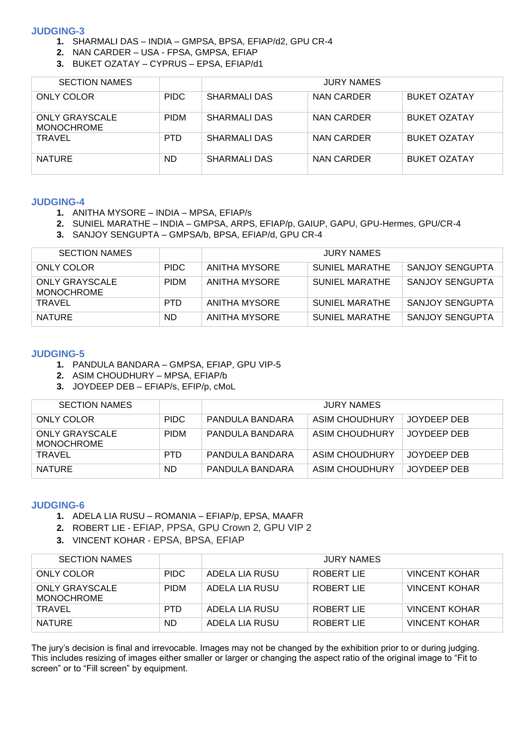## JUDGING-3

1. SHARMALI DAS – INDIA – GMPSA, BPSA, EFIAP/d2, GPU CR-4
2. NAN CARDER – USA - FPSA, GMPSA, EFIAP
3. BUKET OZATAY – CYPRUS – EPSA, EFIAP/d1

| SECTION NAMES | | JURY NAMES | | |
|---|---|---|---|---|
| ONLY COLOR | PIDC | SHARMALI DAS | NAN CARDER | BUKET OZATAY |
| ONLY GRAYSCALE MONOCHROME | PIDM | SHARMALI DAS | NAN CARDER | BUKET OZATAY |
| TRAVEL | PTD | SHARMALI DAS | NAN CARDER | BUKET OZATAY |
| NATURE | ND | SHARMALI DAS | NAN CARDER | BUKET OZATAY |

## JUDGING-4

1. ANITHA MYSORE – INDIA – MPSA, EFIAP/s
2. SUNIEL MARATHE – INDIA – GMPSA, ARPS, EFIAP/p, GAIUP, GAPU, GPU-Hermes, GPU/CR-4
3. SANJOY SENGUPTA – GMPSA/b, BPSA, EFIAP/d, GPU CR-4

| SECTION NAMES | | JURY NAMES | | |
|---|---|---|---|---|
| ONLY COLOR | PIDC | ANITHA MYSORE | SUNIEL MARATHE | SANJOY SENGUPTA |
| ONLY GRAYSCALE MONOCHROME | PIDM | ANITHA MYSORE | SUNIEL MARATHE | SANJOY SENGUPTA |
| TRAVEL | PTD | ANITHA MYSORE | SUNIEL MARATHE | SANJOY SENGUPTA |
| NATURE | ND | ANITHA MYSORE | SUNIEL MARATHE | SANJOY SENGUPTA |

## JUDGING-5

1. PANDULA BANDARA – GMPSA, EFIAP, GPU VIP-5
2. ASIM CHOUDHURY – MPSA, EFIAP/b
3. JOYDEEP DEB – EFIAP/s, EFIP/p, cMoL

| SECTION NAMES | | JURY NAMES | | |
|---|---|---|---|---|
| ONLY COLOR | PIDC | PANDULA BANDARA | ASIM CHOUDHURY | JOYDEEP DEB |
| ONLY GRAYSCALE MONOCHROME | PIDM | PANDULA BANDARA | ASIM CHOUDHURY | JOYDEEP DEB |
| TRAVEL | PTD | PANDULA BANDARA | ASIM CHOUDHURY | JOYDEEP DEB |
| NATURE | ND | PANDULA BANDARA | ASIM CHOUDHURY | JOYDEEP DEB |

## JUDGING-6

1. ADELA LIA RUSU – ROMANIA – EFIAP/p, EPSA, MAAFR
2. ROBERT LIE - EFIAP, PPSA, GPU Crown 2, GPU VIP 2
3. VINCENT KOHAR - EPSA, BPSA, EFIAP

| SECTION NAMES | | JURY NAMES | | |
|---|---|---|---|---|
| ONLY COLOR | PIDC | ADELA LIA RUSU | ROBERT LIE | VINCENT KOHAR |
| ONLY GRAYSCALE MONOCHROME | PIDM | ADELA LIA RUSU | ROBERT LIE | VINCENT KOHAR |
| TRAVEL | PTD | ADELA LIA RUSU | ROBERT LIE | VINCENT KOHAR |
| NATURE | ND | ADELA LIA RUSU | ROBERT LIE | VINCENT KOHAR |

The jury's decision is final and irrevocable. Images may not be changed by the exhibition prior to or during judging. This includes resizing of images either smaller or larger or changing the aspect ratio of the original image to "Fit to screen" or to "Fill screen" by equipment.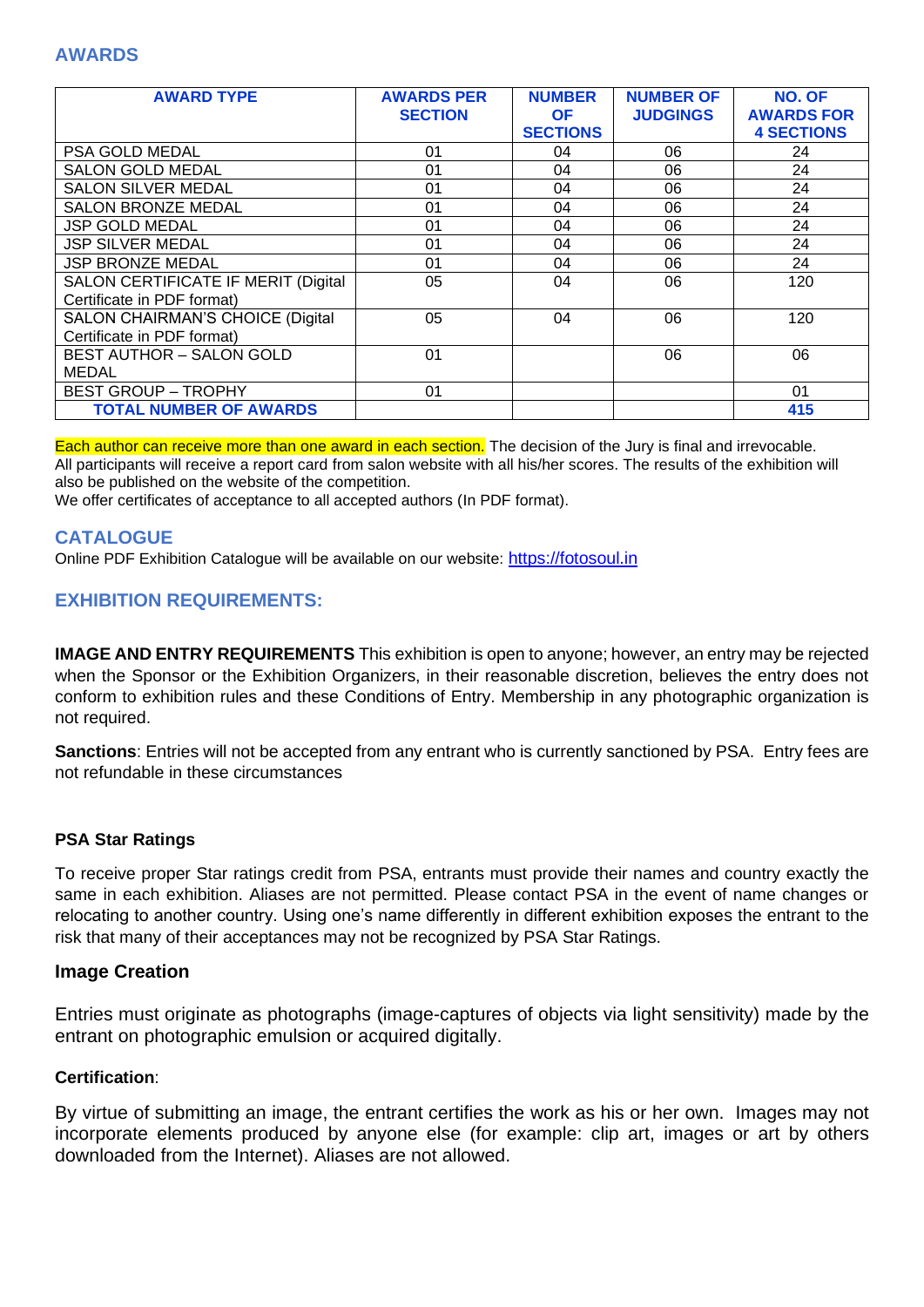## AWARDS

| AWARD TYPE | AWARDS PER SECTION | NUMBER OF SECTIONS | NUMBER OF JUDGINGS | NO. OF AWARDS FOR 4 SECTIONS |
|---|---|---|---|---|
| PSA GOLD MEDAL | 01 | 04 | 06 | 24 |
| SALON GOLD MEDAL | 01 | 04 | 06 | 24 |
| SALON SILVER MEDAL | 01 | 04 | 06 | 24 |
| SALON BRONZE MEDAL | 01 | 04 | 06 | 24 |
| JSP GOLD MEDAL | 01 | 04 | 06 | 24 |
| JSP SILVER MEDAL | 01 | 04 | 06 | 24 |
| JSP BRONZE MEDAL | 01 | 04 | 06 | 24 |
| SALON CERTIFICATE IF MERIT (Digital Certificate in PDF format) | 05 | 04 | 06 | 120 |
| SALON CHAIRMAN'S CHOICE (Digital Certificate in PDF format) | 05 | 04 | 06 | 120 |
| BEST AUTHOR – SALON GOLD MEDAL | 01 | | 06 | 06 |
| BEST GROUP – TROPHY | 01 | | | 01 |
| **TOTAL NUMBER OF AWARDS** | | | | **415** |

Each author can receive more than one award in each section. The decision of the Jury is final and irrevocable. All participants will receive a report card from salon website with all his/her scores. The results of the exhibition will also be published on the website of the competition.

We offer certificates of acceptance to all accepted authors (In PDF format).

## CATALOGUE

Online PDF Exhibition Catalogue will be available on our website: https://fotosoul.in

## EXHIBITION REQUIREMENTS:

**IMAGE AND ENTRY REQUIREMENTS** This exhibition is open to anyone; however, an entry may be rejected when the Sponsor or the Exhibition Organizers, in their reasonable discretion, believes the entry does not conform to exhibition rules and these Conditions of Entry. Membership in any photographic organization is not required.

**Sanctions**: Entries will not be accepted from any entrant who is currently sanctioned by PSA. Entry fees are not refundable in these circumstances

**PSA Star Ratings**

To receive proper Star ratings credit from PSA, entrants must provide their names and country exactly the same in each exhibition. Aliases are not permitted. Please contact PSA in the event of name changes or relocating to another country. Using one's name differently in different exhibition exposes the entrant to the risk that many of their acceptances may not be recognized by PSA Star Ratings.

### Image Creation

Entries must originate as photographs (image-captures of objects via light sensitivity) made by the entrant on photographic emulsion or acquired digitally.

**Certification**:

By virtue of submitting an image, the entrant certifies the work as his or her own. Images may not incorporate elements produced by anyone else (for example: clip art, images or art by others downloaded from the Internet). Aliases are not allowed.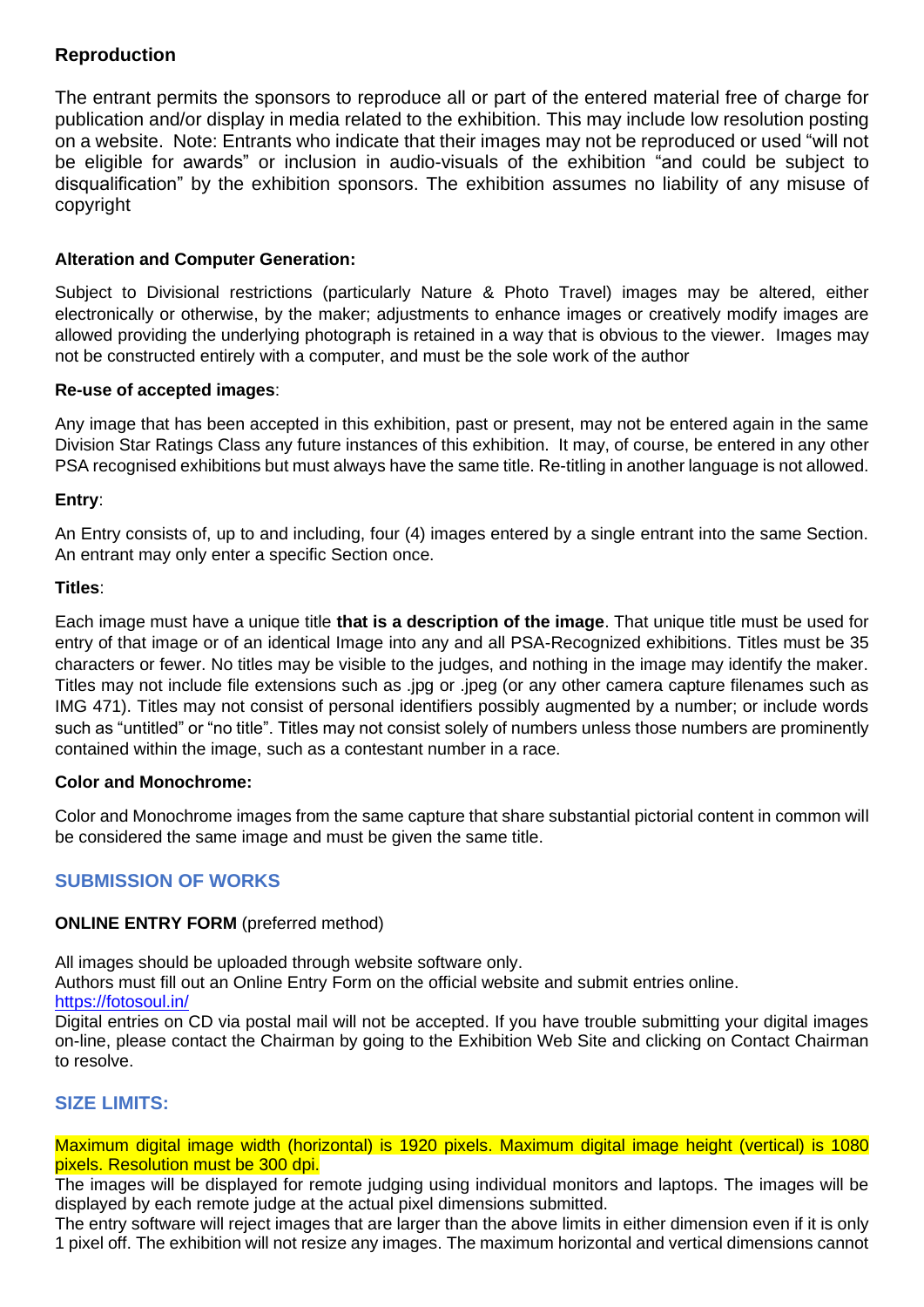### Reproduction

The entrant permits the sponsors to reproduce all or part of the entered material free of charge for publication and/or display in media related to the exhibition. This may include low resolution posting on a website. Note: Entrants who indicate that their images may not be reproduced or used "will not be eligible for awards" or inclusion in audio-visuals of the exhibition "and could be subject to disqualification" by the exhibition sponsors. The exhibition assumes no liability of any misuse of copyright

**Alteration and Computer Generation:**

Subject to Divisional restrictions (particularly Nature & Photo Travel) images may be altered, either electronically or otherwise, by the maker; adjustments to enhance images or creatively modify images are allowed providing the underlying photograph is retained in a way that is obvious to the viewer. Images may not be constructed entirely with a computer, and must be the sole work of the author

**Re-use of accepted images**:

Any image that has been accepted in this exhibition, past or present, may not be entered again in the same Division Star Ratings Class any future instances of this exhibition. It may, of course, be entered in any other PSA recognised exhibitions but must always have the same title. Re-titling in another language is not allowed.

**Entry**:

An Entry consists of, up to and including, four (4) images entered by a single entrant into the same Section. An entrant may only enter a specific Section once.

**Titles**:

Each image must have a unique title **that is a description of the image**. That unique title must be used for entry of that image or of an identical Image into any and all PSA-Recognized exhibitions. Titles must be 35 characters or fewer. No titles may be visible to the judges, and nothing in the image may identify the maker. Titles may not include file extensions such as .jpg or .jpeg (or any other camera capture filenames such as IMG 471). Titles may not consist of personal identifiers possibly augmented by a number; or include words such as "untitled" or "no title". Titles may not consist solely of numbers unless those numbers are prominently contained within the image, such as a contestant number in a race.

**Color and Monochrome:**

Color and Monochrome images from the same capture that share substantial pictorial content in common will be considered the same image and must be given the same title.

## SUBMISSION OF WORKS

**ONLINE ENTRY FORM** (preferred method)

All images should be uploaded through website software only.
Authors must fill out an Online Entry Form on the official website and submit entries online.
https://fotosoul.in/
Digital entries on CD via postal mail will not be accepted. If you have trouble submitting your digital images on-line, please contact the Chairman by going to the Exhibition Web Site and clicking on Contact Chairman to resolve.

## SIZE LIMITS:

Maximum digital image width (horizontal) is 1920 pixels. Maximum digital image height (vertical) is 1080 pixels. Resolution must be 300 dpi.
The images will be displayed for remote judging using individual monitors and laptops. The images will be displayed by each remote judge at the actual pixel dimensions submitted.
The entry software will reject images that are larger than the above limits in either dimension even if it is only 1 pixel off. The exhibition will not resize any images. The maximum horizontal and vertical dimensions cannot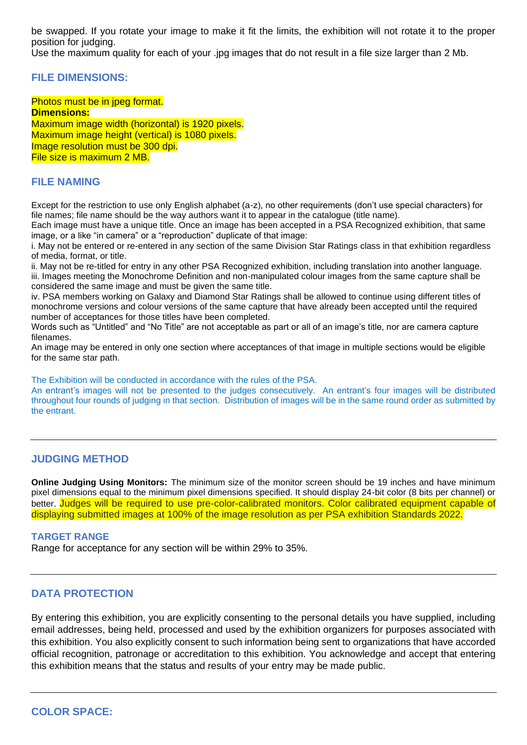be swapped. If you rotate your image to make it fit the limits, the exhibition will not rotate it to the proper position for judging.
Use the maximum quality for each of your .jpg images that do not result in a file size larger than 2 Mb.

## FILE DIMENSIONS:

Photos must be in jpeg format.
**Dimensions:**
Maximum image width (horizontal) is 1920 pixels.
Maximum image height (vertical) is 1080 pixels.
Image resolution must be 300 dpi.
File size is maximum 2 MB.

## FILE NAMING

Except for the restriction to use only English alphabet (a-z), no other requirements (don't use special characters) for file names; file name should be the way authors want it to appear in the catalogue (title name).

Each image must have a unique title. Once an image has been accepted in a PSA Recognized exhibition, that same image, or a like "in camera" or a "reproduction" duplicate of that image:

i. May not be entered or re-entered in any section of the same Division Star Ratings class in that exhibition regardless of media, format, or title.

ii. May not be re-titled for entry in any other PSA Recognized exhibition, including translation into another language.

iii. Images meeting the Monochrome Definition and non-manipulated colour images from the same capture shall be considered the same image and must be given the same title.

iv. PSA members working on Galaxy and Diamond Star Ratings shall be allowed to continue using different titles of monochrome versions and colour versions of the same capture that have already been accepted until the required number of acceptances for those titles have been completed.

Words such as "Untitled" and "No Title" are not acceptable as part or all of an image's title, nor are camera capture filenames.

An image may be entered in only one section where acceptances of that image in multiple sections would be eligible for the same star path.

The Exhibition will be conducted in accordance with the rules of the PSA.
An entrant's images will not be presented to the judges consecutively. An entrant's four images will be distributed throughout four rounds of judging in that section. Distribution of images will be in the same round order as submitted by the entrant.

---

## JUDGING METHOD

**Online Judging Using Monitors:** The minimum size of the monitor screen should be 19 inches and have minimum pixel dimensions equal to the minimum pixel dimensions specified. It should display 24-bit color (8 bits per channel) or better. Judges will be required to use pre-color-calibrated monitors. Color calibrated equipment capable of displaying submitted images at 100% of the image resolution as per PSA exhibition Standards 2022.

### TARGET RANGE

Range for acceptance for any section will be within 29% to 35%.

---

## DATA PROTECTION

By entering this exhibition, you are explicitly consenting to the personal details you have supplied, including email addresses, being held, processed and used by the exhibition organizers for purposes associated with this exhibition. You also explicitly consent to such information being sent to organizations that have accorded official recognition, patronage or accreditation to this exhibition. You acknowledge and accept that entering this exhibition means that the status and results of your entry may be made public.

---

## COLOR SPACE: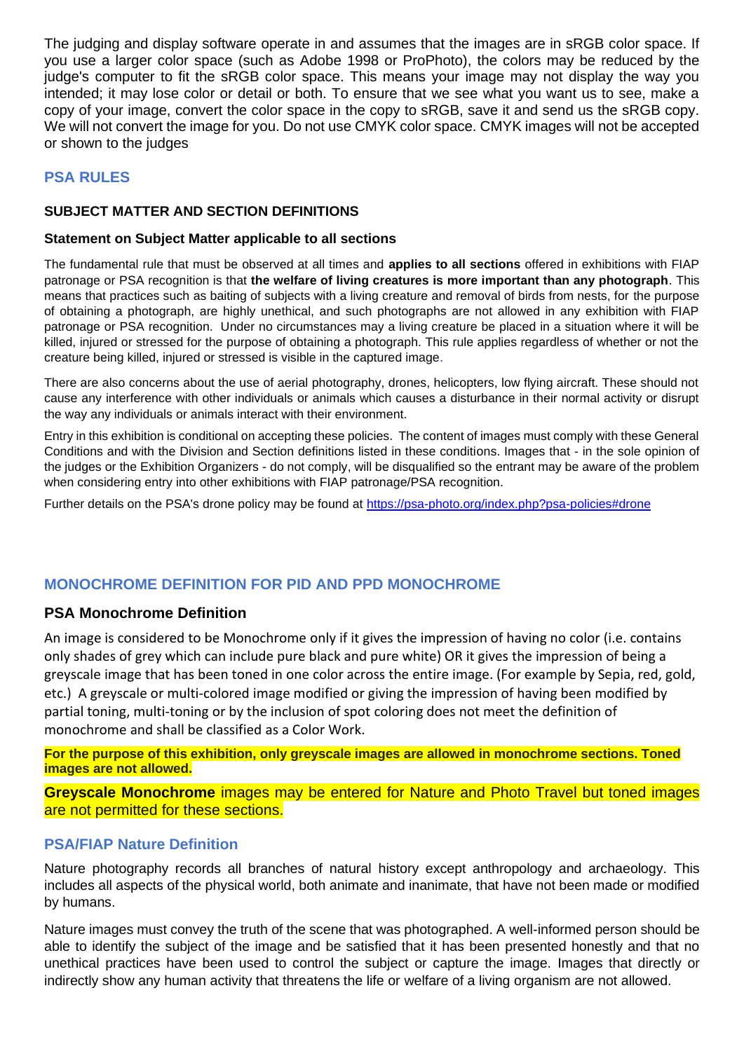The judging and display software operate in and assumes that the images are in sRGB color space. If you use a larger color space (such as Adobe 1998 or ProPhoto), the colors may be reduced by the judge's computer to fit the sRGB color space. This means your image may not display the way you intended; it may lose color or detail or both. To ensure that we see what you want us to see, make a copy of your image, convert the color space in the copy to sRGB, save it and send us the sRGB copy. We will not convert the image for you. Do not use CMYK color space. CMYK images will not be accepted or shown to the judges

## PSA RULES

### SUBJECT MATTER AND SECTION DEFINITIONS

#### Statement on Subject Matter applicable to all sections

The fundamental rule that must be observed at all times and **applies to all sections** offered in exhibitions with FIAP patronage or PSA recognition is that **the welfare of living creatures is more important than any photograph**. This means that practices such as baiting of subjects with a living creature and removal of birds from nests, for the purpose of obtaining a photograph, are highly unethical, and such photographs are not allowed in any exhibition with FIAP patronage or PSA recognition. Under no circumstances may a living creature be placed in a situation where it will be killed, injured or stressed for the purpose of obtaining a photograph. This rule applies regardless of whether or not the creature being killed, injured or stressed is visible in the captured image.

There are also concerns about the use of aerial photography, drones, helicopters, low flying aircraft. These should not cause any interference with other individuals or animals which causes a disturbance in their normal activity or disrupt the way any individuals or animals interact with their environment.

Entry in this exhibition is conditional on accepting these policies. The content of images must comply with these General Conditions and with the Division and Section definitions listed in these conditions. Images that - in the sole opinion of the judges or the Exhibition Organizers - do not comply, will be disqualified so the entrant may be aware of the problem when considering entry into other exhibitions with FIAP patronage/PSA recognition.

Further details on the PSA's drone policy may be found at https://psa-photo.org/index.php?psa-policies#drone

## MONOCHROME DEFINITION FOR PID AND PPD MONOCHROME

### PSA Monochrome Definition

An image is considered to be Monochrome only if it gives the impression of having no color (i.e. contains only shades of grey which can include pure black and pure white) OR it gives the impression of being a greyscale image that has been toned in one color across the entire image. (For example by Sepia, red, gold, etc.) A greyscale or multi-colored image modified or giving the impression of having been modified by partial toning, multi-toning or by the inclusion of spot coloring does not meet the definition of monochrome and shall be classified as a Color Work.

**For the purpose of this exhibition, only greyscale images are allowed in monochrome sections. Toned images are not allowed.**

**Greyscale Monochrome** images may be entered for Nature and Photo Travel but toned images are not permitted for these sections.

### PSA/FIAP Nature Definition

Nature photography records all branches of natural history except anthropology and archaeology. This includes all aspects of the physical world, both animate and inanimate, that have not been made or modified by humans.

Nature images must convey the truth of the scene that was photographed. A well-informed person should be able to identify the subject of the image and be satisfied that it has been presented honestly and that no unethical practices have been used to control the subject or capture the image. Images that directly or indirectly show any human activity that threatens the life or welfare of a living organism are not allowed.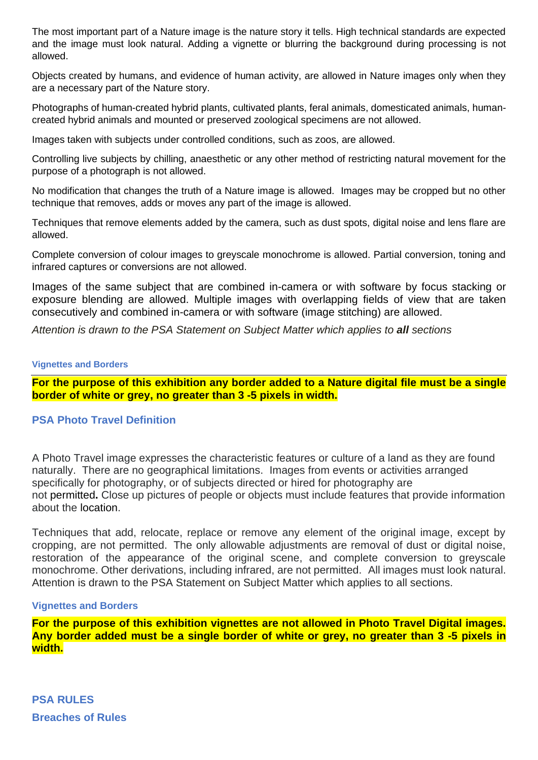The most important part of a Nature image is the nature story it tells. High technical standards are expected and the image must look natural. Adding a vignette or blurring the background during processing is not allowed.

Objects created by humans, and evidence of human activity, are allowed in Nature images only when they are a necessary part of the Nature story.

Photographs of human-created hybrid plants, cultivated plants, feral animals, domesticated animals, human-created hybrid animals and mounted or preserved zoological specimens are not allowed.

Images taken with subjects under controlled conditions, such as zoos, are allowed.

Controlling live subjects by chilling, anaesthetic or any other method of restricting natural movement for the purpose of a photograph is not allowed.

No modification that changes the truth of a Nature image is allowed. Images may be cropped but no other technique that removes, adds or moves any part of the image is allowed.

Techniques that remove elements added by the camera, such as dust spots, digital noise and lens flare are allowed.

Complete conversion of colour images to greyscale monochrome is allowed. Partial conversion, toning and infrared captures or conversions are not allowed.

Images of the same subject that are combined in-camera or with software by focus stacking or exposure blending are allowed. Multiple images with overlapping fields of view that are taken consecutively and combined in-camera or with software (image stitching) are allowed.

*Attention is drawn to the PSA Statement on Subject Matter which applies to **all** sections*

#### Vignettes and Borders

**For the purpose of this exhibition any border added to a Nature digital file must be a single border of white or grey, no greater than 3 -5 pixels in width.**

### PSA Photo Travel Definition

A Photo Travel image expresses the characteristic features or culture of a land as they are found naturally. There are no geographical limitations. Images from events or activities arranged specifically for photography, or of subjects directed or hired for photography are not permitted. Close up pictures of people or objects must include features that provide information about the location.

Techniques that add, relocate, replace or remove any element of the original image, except by cropping, are not permitted. The only allowable adjustments are removal of dust or digital noise, restoration of the appearance of the original scene, and complete conversion to greyscale monochrome. Other derivations, including infrared, are not permitted. All images must look natural. Attention is drawn to the PSA Statement on Subject Matter which applies to all sections.

#### Vignettes and Borders

**For the purpose of this exhibition vignettes are not allowed in Photo Travel Digital images. Any border added must be a single border of white or grey, no greater than 3 -5 pixels in width.**

### PSA RULES

### Breaches of Rules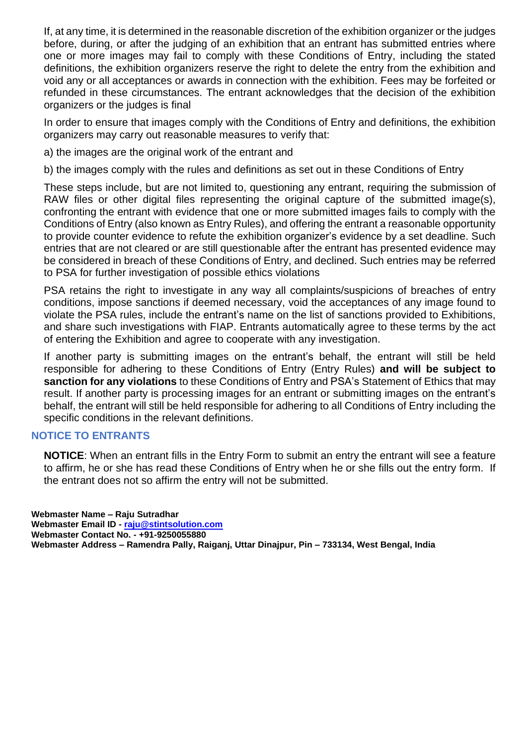If, at any time, it is determined in the reasonable discretion of the exhibition organizer or the judges before, during, or after the judging of an exhibition that an entrant has submitted entries where one or more images may fail to comply with these Conditions of Entry, including the stated definitions, the exhibition organizers reserve the right to delete the entry from the exhibition and void any or all acceptances or awards in connection with the exhibition. Fees may be forfeited or refunded in these circumstances. The entrant acknowledges that the decision of the exhibition organizers or the judges is final

In order to ensure that images comply with the Conditions of Entry and definitions, the exhibition organizers may carry out reasonable measures to verify that:

a) the images are the original work of the entrant and

b) the images comply with the rules and definitions as set out in these Conditions of Entry

These steps include, but are not limited to, questioning any entrant, requiring the submission of RAW files or other digital files representing the original capture of the submitted image(s), confronting the entrant with evidence that one or more submitted images fails to comply with the Conditions of Entry (also known as Entry Rules), and offering the entrant a reasonable opportunity to provide counter evidence to refute the exhibition organizer's evidence by a set deadline. Such entries that are not cleared or are still questionable after the entrant has presented evidence may be considered in breach of these Conditions of Entry, and declined. Such entries may be referred to PSA for further investigation of possible ethics violations

PSA retains the right to investigate in any way all complaints/suspicions of breaches of entry conditions, impose sanctions if deemed necessary, void the acceptances of any image found to violate the PSA rules, include the entrant's name on the list of sanctions provided to Exhibitions, and share such investigations with FIAP. Entrants automatically agree to these terms by the act of entering the Exhibition and agree to cooperate with any investigation.

If another party is submitting images on the entrant's behalf, the entrant will still be held responsible for adhering to these Conditions of Entry (Entry Rules) **and will be subject to sanction for any violations** to these Conditions of Entry and PSA's Statement of Ethics that may result. If another party is processing images for an entrant or submitting images on the entrant's behalf, the entrant will still be held responsible for adhering to all Conditions of Entry including the specific conditions in the relevant definitions.

## NOTICE TO ENTRANTS

**NOTICE**: When an entrant fills in the Entry Form to submit an entry the entrant will see a feature to affirm, he or she has read these Conditions of Entry when he or she fills out the entry form. If the entrant does not so affirm the entry will not be submitted.

**Webmaster Name – Raju Sutradhar**
**Webmaster Email ID - raju@stintsolution.com**
**Webmaster Contact No. - +91-9250055880**
**Webmaster Address – Ramendra Pally, Raiganj, Uttar Dinajpur, Pin – 733134, West Bengal, India**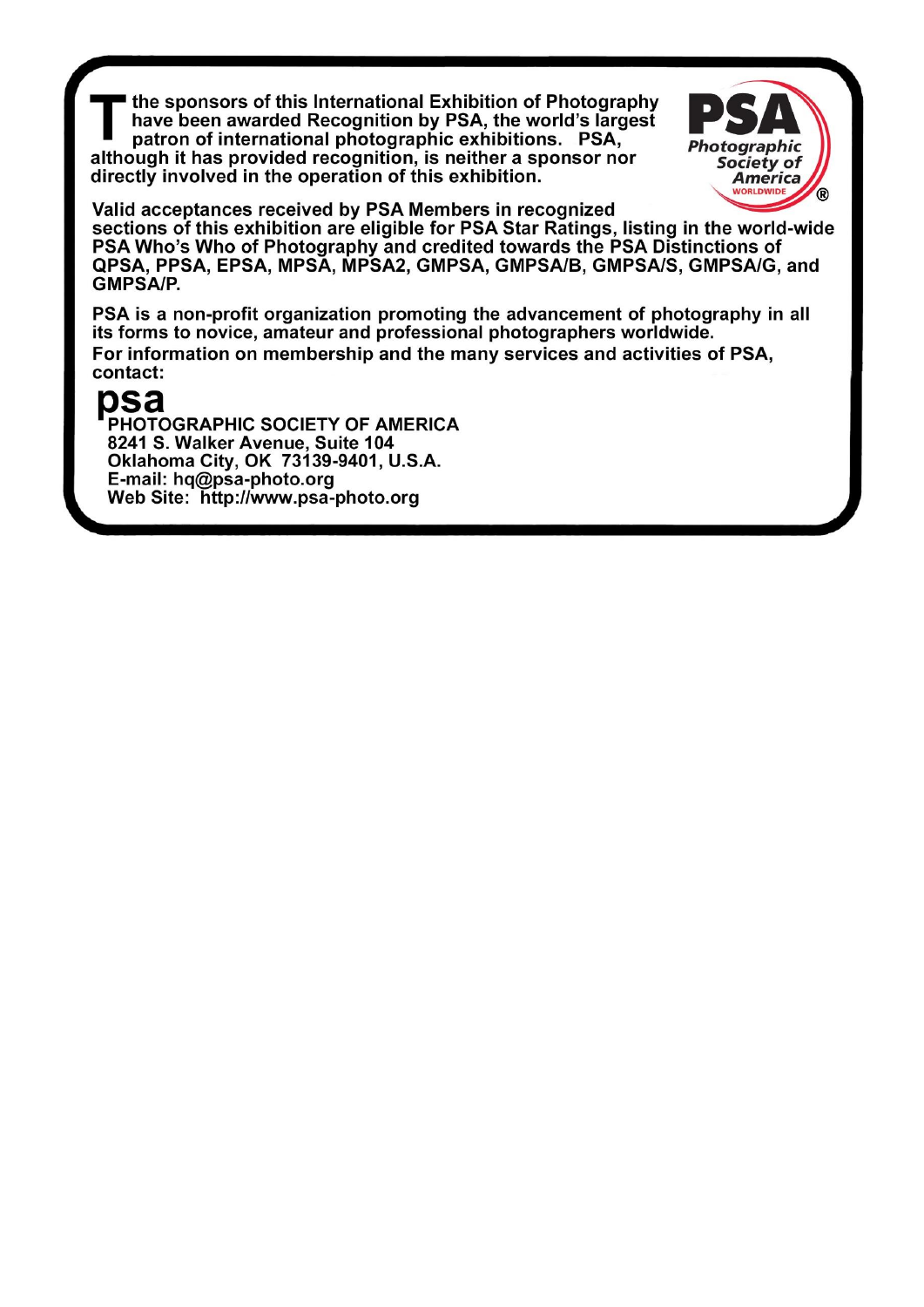The sponsors of this International Exhibition of Photography have been awarded Recognition by PSA, the world's largest patron of international photographic exhibitions. PSA, although it has provided recognition, is neither a sponsor nor directly involved in the operation of this exhibition.

**PSA**
*Photographic Society of America*
WORLDWIDE ®

Valid acceptances received by PSA Members in recognized sections of this exhibition are eligible for PSA Star Ratings, listing in the world-wide PSA Who's Who of Photography and credited towards the PSA Distinctions of QPSA, PPSA, EPSA, MPSA, MPSA2, GMPSA, GMPSA/B, GMPSA/S, GMPSA/G, and GMPSA/P.

PSA is a non-profit organization promoting the advancement of photography in all its forms to novice, amateur and professional photographers worldwide.

For information on membership and the many services and activities of PSA, contact:

**psa**
PHOTOGRAPHIC SOCIETY OF AMERICA
8241 S. Walker Avenue, Suite 104
Oklahoma City, OK 73139-9401, U.S.A.
E-mail: hq@psa-photo.org
Web Site: http://www.psa-photo.org